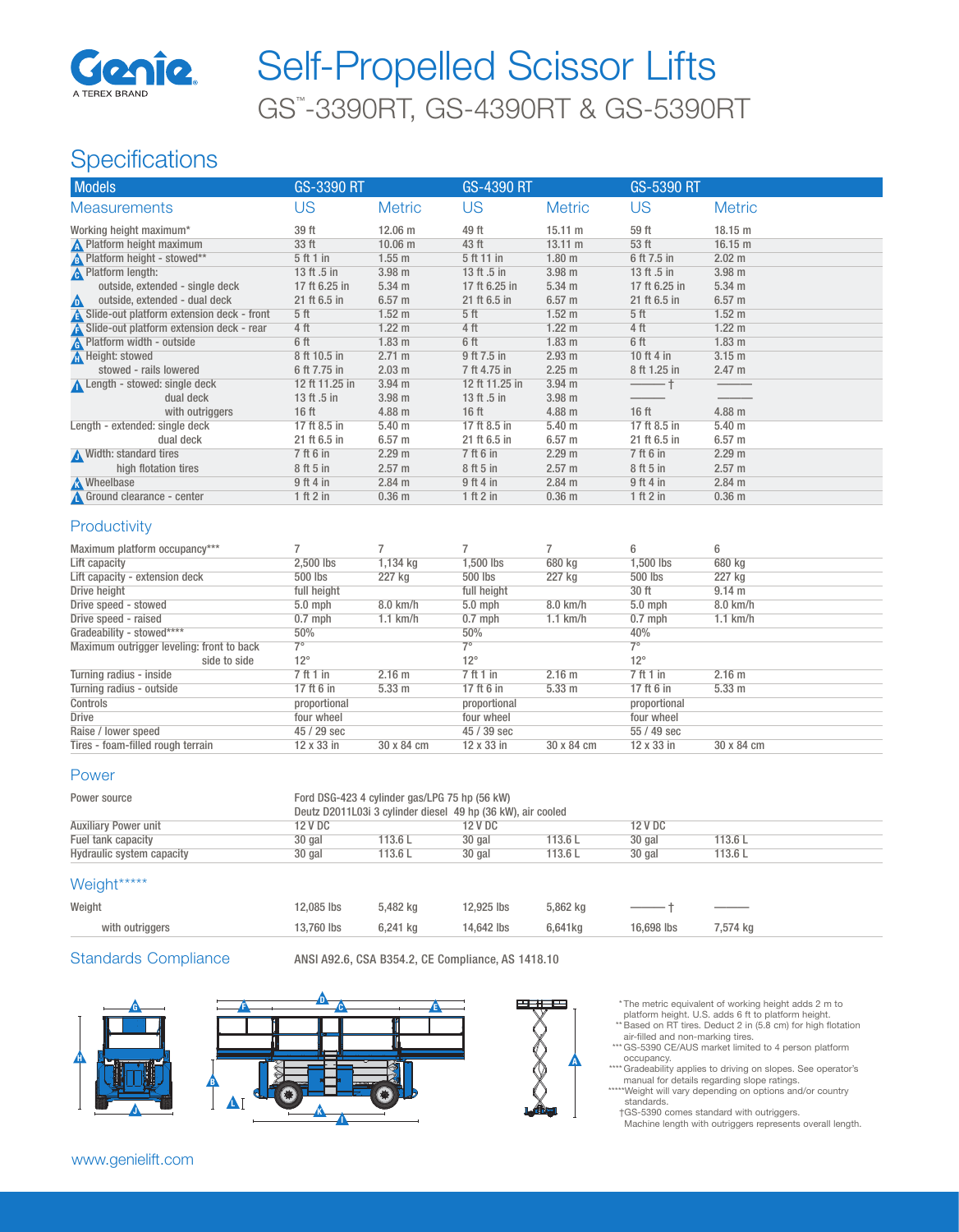# Self-Propelled Scissor Lifts

## GS™-3390RT, GS-4390RT & GS-5390RT

## Specifications

| Models | GS-3390 RT | | GS-4390 RT | | GS-5390 RT | |
|---|---|---|---|---|---|---|
| **Measurements** | **US** | **Metric** | **US** | **Metric** | **US** | **Metric** |
| Working height maximum* | 39 ft | 12.06 m | 49 ft | 15.11 m | 59 ft | 18.15 m |
| A Platform height maximum | 33 ft | 10.06 m | 43 ft | 13.11 m | 53 ft | 16.15 m |
| B Platform height - stowed** | 5 ft 1 in | 1.55 m | 5 ft 11 in | 1.80 m | 6 ft 7.5 in | 2.02 m |
| C Platform length: | 13 ft .5 in | 3.98 m | 13 ft .5 in | 3.98 m | 13 ft .5 in | 3.98 m |
| outside, extended - single deck | 17 ft 6.25 in | 5.34 m | 17 ft 6.25 in | 5.34 m | 17 ft 6.25 in | 5.34 m |
| D outside, extended - dual deck | 21 ft 6.5 in | 6.57 m | 21 ft 6.5 in | 6.57 m | 21 ft 6.5 in | 6.57 m |
| E Slide-out platform extension deck - front | 5 ft | 1.52 m | 5 ft | 1.52 m | 5 ft | 1.52 m |
| F Slide-out platform extension deck - rear | 4 ft | 1.22 m | 4 ft | 1.22 m | 4 ft | 1.22 m |
| G Platform width - outside | 6 ft | 1.83 m | 6 ft | 1.83 m | 6 ft | 1.83 m |
| H Height: stowed | 8 ft 10.5 in | 2.71 m | 9 ft 7.5 in | 2.93 m | 10 ft 4 in | 3.15 m |
| stowed - rails lowered | 6 ft 7.75 in | 2.03 m | 7 ft 4.75 in | 2.25 m | 8 ft 1.25 in | 2.47 m |
| I Length - stowed: single deck | 12 ft 11.25 in | 3.94 m | 12 ft 11.25 in | 3.94 m | ——— † | ——— |
| dual deck | 13 ft .5 in | 3.98 m | 13 ft .5 in | 3.98 m | ——— | ——— |
| with outriggers | 16 ft | 4.88 m | 16 ft | 4.88 m | 16 ft | 4.88 m |
| Length - extended: single deck | 17 ft 8.5 in | 5.40 m | 17 ft 8.5 in | 5.40 m | 17 ft 8.5 in | 5.40 m |
| dual deck | 21 ft 6.5 in | 6.57 m | 21 ft 6.5 in | 6.57 m | 21 ft 6.5 in | 6.57 m |
| J Width: standard tires | 7 ft 6 in | 2.29 m | 7 ft 6 in | 2.29 m | 7 ft 6 in | 2.29 m |
| high flotation tires | 8 ft 5 in | 2.57 m | 8 ft 5 in | 2.57 m | 8 ft 5 in | 2.57 m |
| K Wheelbase | 9 ft 4 in | 2.84 m | 9 ft 4 in | 2.84 m | 9 ft 4 in | 2.84 m |
| L Ground clearance - center | 1 ft 2 in | 0.36 m | 1 ft 2 in | 0.36 m | 1 ft 2 in | 0.36 m |

### Productivity

| | | | | | | |
|---|---|---|---|---|---|---|
| Maximum platform occupancy*** | 7 | 7 | 7 | 7 | 6 | 6 |
| Lift capacity | 2,500 lbs | 1,134 kg | 1,500 lbs | 680 kg | 1,500 lbs | 680 kg |
| Lift capacity - extension deck | 500 lbs | 227 kg | 500 lbs | 227 kg | 500 lbs | 227 kg |
| Drive height | full height | | full height | | 30 ft | 9.14 m |
| Drive speed - stowed | 5.0 mph | 8.0 km/h | 5.0 mph | 8.0 km/h | 5.0 mph | 8.0 km/h |
| Drive speed - raised | 0.7 mph | 1.1 km/h | 0.7 mph | 1.1 km/h | 0.7 mph | 1.1 km/h |
| Gradeability - stowed**** | 50% | | 50% | | 40% | |
| Maximum outrigger leveling: front to back | 7° | | 7° | | 7° | |
| side to side | 12° | | 12° | | 12° | |
| Turning radius - inside | 7 ft 1 in | 2.16 m | 7 ft 1 in | 2.16 m | 7 ft 1 in | 2.16 m |
| Turning radius - outside | 17 ft 6 in | 5.33 m | 17 ft 6 in | 5.33 m | 17 ft 6 in | 5.33 m |
| Controls | proportional | | proportional | | proportional | |
| Drive | four wheel | | four wheel | | four wheel | |
| Raise / lower speed | 45 / 29 sec | | 45 / 39 sec | | 55 / 49 sec | |
| Tires - foam-filled rough terrain | 12 x 33 in | 30 x 84 cm | 12 x 33 in | 30 x 84 cm | 12 x 33 in | 30 x 84 cm |

### Power

| | | | | | | |
|---|---|---|---|---|---|---|
| Power source | Ford DSG-423 4 cylinder gas/LPG 75 hp (56 kW)<br>Deutz D2011L03i 3 cylinder diesel 49 hp (36 kW), air cooled | | | | | |
| Auxiliary Power unit | 12 V DC | | 12 V DC | | 12 V DC | |
| Fuel tank capacity | 30 gal | 113.6 L | 30 gal | 113.6 L | 30 gal | 113.6 L |
| Hydraulic system capacity | 30 gal | 113.6 L | 30 gal | 113.6 L | 30 gal | 113.6 L |

### Weight*****

| | | | | | | |
|---|---|---|---|---|---|---|
| Weight | 12,085 lbs | 5,482 kg | 12,925 lbs | 5,862 kg | ——— † | ——— |
| with outriggers | 13,760 lbs | 6,241 kg | 14,642 lbs | 6,641kg | 16,698 lbs | 7,574 kg |

### Standards Compliance

ANSI A92.6, CSA B354.2, CE Compliance, AS 1418.10

\* The metric equivalent of working height adds 2 m to platform height. U.S. adds 6 ft to platform height.
\*\* Based on RT tires. Deduct 2 in (5.8 cm) for high flotation air-filled and non-marking tires.
\*\*\* GS-5390 CE/AUS market limited to 4 person platform occupancy.
\*\*\*\* Gradeability applies to driving on slopes. See operator's manual for details regarding slope ratings.
\*\*\*\*\* Weight will vary depending on options and/or country standards.
†GS-5390 comes standard with outriggers. Machine length with outriggers represents overall length.

www.genielift.com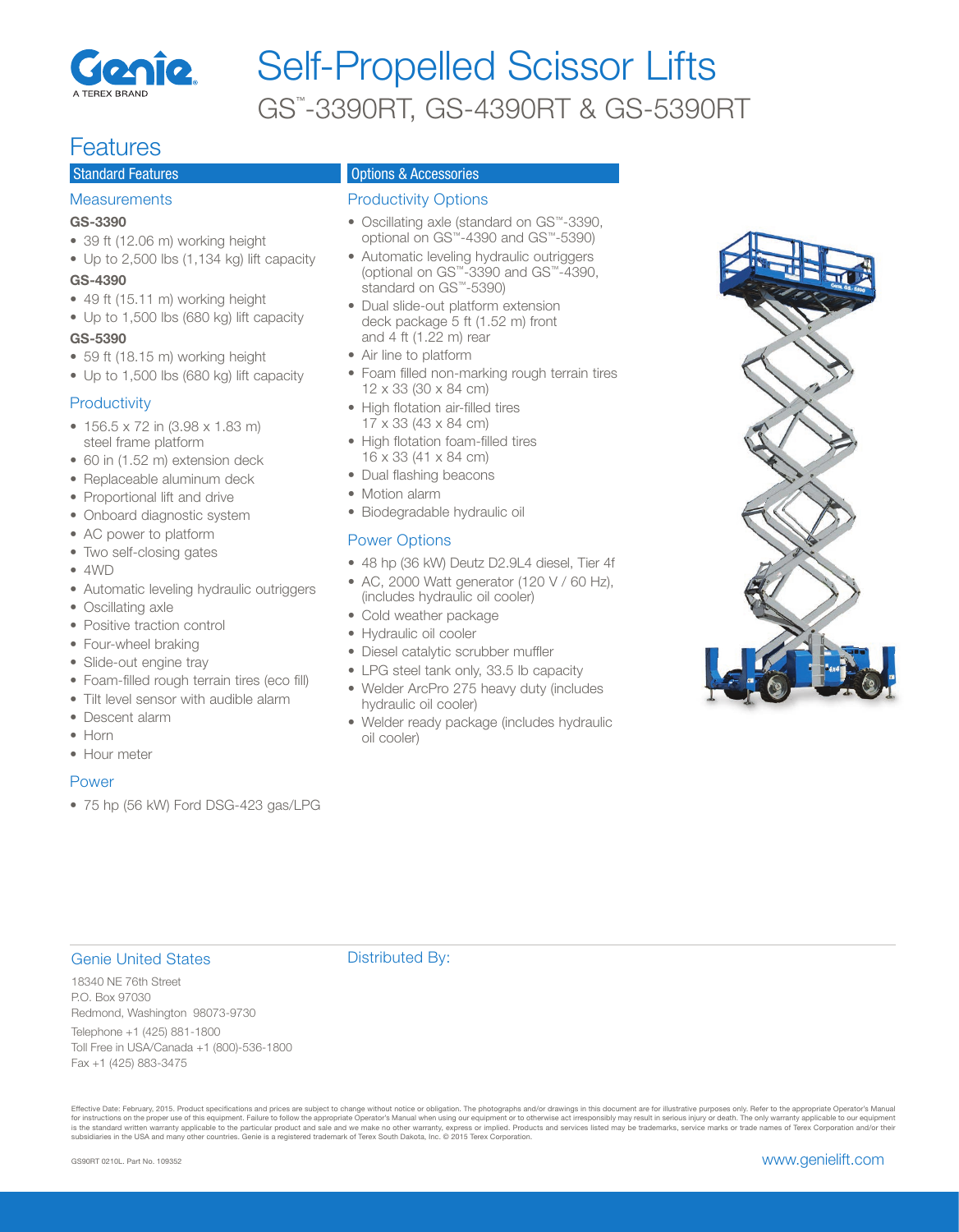# Self-Propelled Scissor Lifts

## GS™-3390RT, GS-4390RT & GS-5390RT

# Features

## Standard Features

### Measurements

**GS-3390**

- 39 ft (12.06 m) working height
- Up to 2,500 lbs (1,134 kg) lift capacity

**GS-4390**

- 49 ft (15.11 m) working height
- Up to 1,500 lbs (680 kg) lift capacity

**GS-5390**

- 59 ft (18.15 m) working height
- Up to 1,500 lbs (680 kg) lift capacity

### Productivity

- 156.5 x 72 in (3.98 x 1.83 m) steel frame platform
- 60 in (1.52 m) extension deck
- Replaceable aluminum deck
- Proportional lift and drive
- Onboard diagnostic system
- AC power to platform
- Two self-closing gates
- 4WD
- Automatic leveling hydraulic outriggers
- Oscillating axle
- Positive traction control
- Four-wheel braking
- Slide-out engine tray
- Foam-filled rough terrain tires (eco fill)
- Tilt level sensor with audible alarm
- Descent alarm
- Horn
- Hour meter

### Power

- 75 hp (56 kW) Ford DSG-423 gas/LPG

## Options & Accessories

### Productivity Options

- Oscillating axle (standard on GS™-3390, optional on GS™-4390 and GS™-5390)
- Automatic leveling hydraulic outriggers (optional on GS™-3390 and GS™-4390, standard on GS™-5390)
- Dual slide-out platform extension deck package 5 ft (1.52 m) front and 4 ft (1.22 m) rear
- Air line to platform
- Foam filled non-marking rough terrain tires 12 x 33 (30 x 84 cm)
- High flotation air-filled tires 17 x 33 (43 x 84 cm)
- High flotation foam-filled tires 16 x 33 (41 x 84 cm)
- Dual flashing beacons
- Motion alarm
- Biodegradable hydraulic oil

### Power Options

- 48 hp (36 kW) Deutz D2.9L4 diesel, Tier 4f
- AC, 2000 Watt generator (120 V / 60 Hz), (includes hydraulic oil cooler)
- Cold weather package
- Hydraulic oil cooler
- Diesel catalytic scrubber muffler
- LPG steel tank only, 33.5 lb capacity
- Welder ArcPro 275 heavy duty (includes hydraulic oil cooler)
- Welder ready package (includes hydraulic oil cooler)

### Genie United States

18340 NE 76th Street
P.O. Box 97030
Redmond, Washington 98073-9730

Telephone +1 (425) 881-1800
Toll Free in USA/Canada +1 (800)-536-1800
Fax +1 (425) 883-3475

### Distributed By:

Effective Date: February, 2015. Product specifications and prices are subject to change without notice or obligation. The photographs and/or drawings in this document are for illustrative purposes only. Refer to the appropriate Operator's Manual for instructions on the proper use of this equipment. Failure to follow the appropriate Operator's Manual when using our equipment or to otherwise act irresponsibly may result in serious injury or death. The only warranty applicable to our equipment is the standard written warranty applicable to the particular product and sale and we make no other warranty, express or implied. Products and services listed may be trademarks, service marks or trade names of Terex Corporation and/or their subsidiaries in the USA and many other countries. Genie is a registered trademark of Terex South Dakota, Inc. © 2015 Terex Corporation.

GS90RT 0210L. Part No. 109352

www.genielift.com